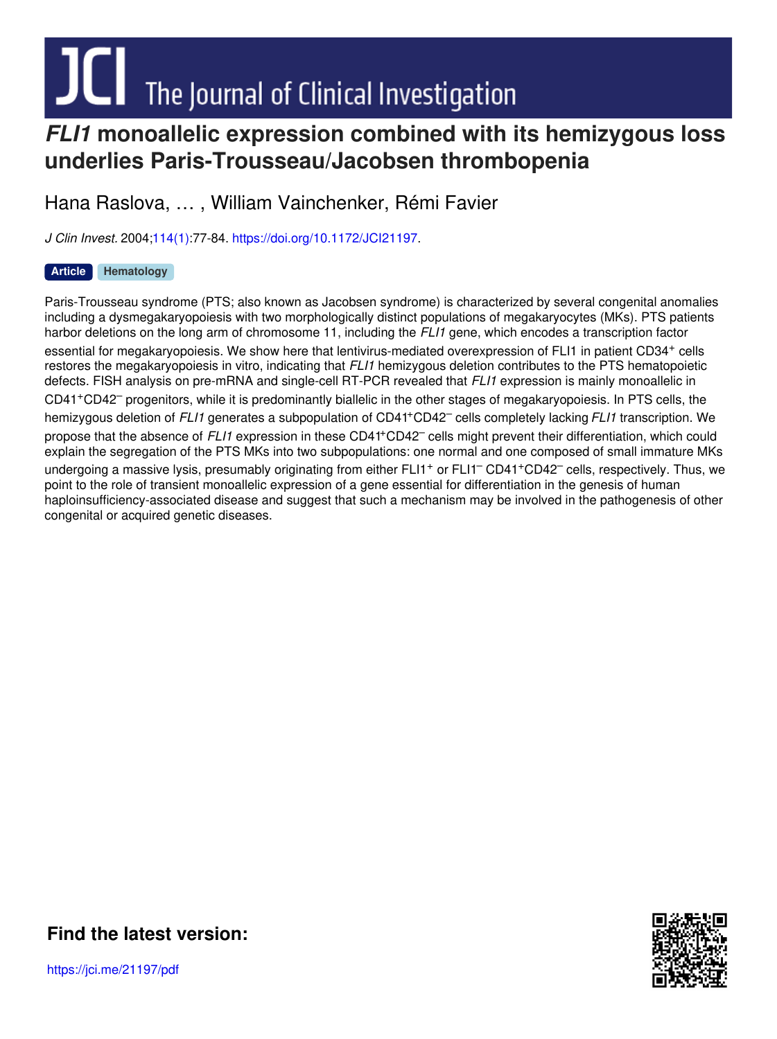# *FLI1* monoallelic expression combined with its hemizygous loss underlies Paris-Trousseau/Jacobsen thrombopenia

Hana Raslova, … , William Vainchenker, Rémi Favier

*J Clin Invest.* 2004;114(1):77-84. https://doi.org/10.1172/JCI21197.

**Article** **Hematology**

Paris-Trousseau syndrome (PTS; also known as Jacobsen syndrome) is characterized by several congenital anomalies including a dysmegakaryopoiesis with two morphologically distinct populations of megakaryocytes (MKs). PTS patients harbor deletions on the long arm of chromosome 11, including the *FLI1* gene, which encodes a transcription factor essential for megakaryopoiesis. We show here that lentivirus-mediated overexpression of FLI1 in patient CD34$^+$ cells restores the megakaryopoiesis in vitro, indicating that *FLI1* hemizygous deletion contributes to the PTS hematopoietic defects. FISH analysis on pre-mRNA and single-cell RT-PCR revealed that *FLI1* expression is mainly monoallelic in CD41$^+$CD42$^–$ progenitors, while it is predominantly biallelic in the other stages of megakaryopoiesis. In PTS cells, the hemizygous deletion of *FLI1* generates a subpopulation of CD41$^+$CD42$^–$ cells completely lacking *FLI1* transcription. We propose that the absence of *FLI1* expression in these CD41$^+$CD42$^–$ cells might prevent their differentiation, which could explain the segregation of the PTS MKs into two subpopulations: one normal and one composed of small immature MKs undergoing a massive lysis, presumably originating from either FLI1$^+$ or FLI1$^–$ CD41$^+$CD42$^–$ cells, respectively. Thus, we point to the role of transient monoallelic expression of a gene essential for differentiation in the genesis of human haploinsufficiency-associated disease and suggest that such a mechanism may be involved in the pathogenesis of other congenital or acquired genetic diseases.

**Find the latest version:**

https://jci.me/21197/pdf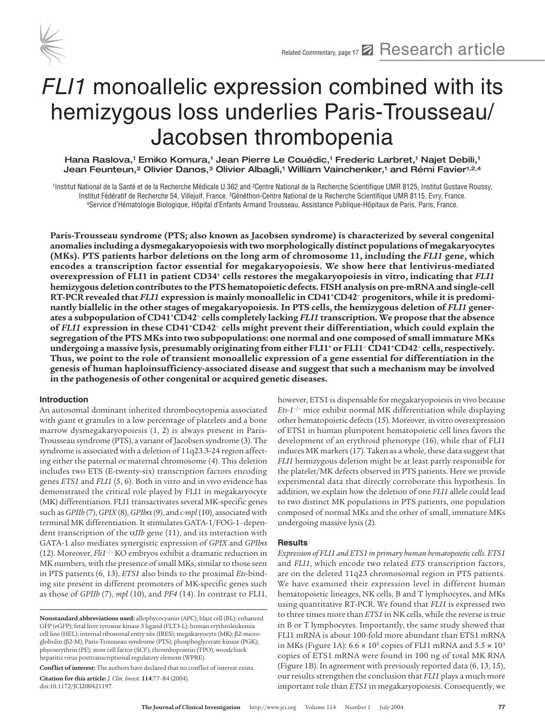Related Commentary, page 17 Research article

# *FLI1* monoallelic expression combined with its hemizygous loss underlies Paris-Trousseau/ Jacobsen thrombopenia

Hana Raslova,[1] Emiko Komura,[1] Jean Pierre Le Couédic,[1] Frederic Larbret,[1] Najet Debili,[1] Jean Feunteun,[2] Olivier Danos,[3] Olivier Albagli,[1] William Vainchenker,[1] and Rémi Favier[1,2,4]

[1]Institut National de la Santé et de la Recherche Médicale U 362 and [2]Centre National de la Recherche Scientifique UMR 8125, Institut Gustave Roussy, Institut Fédératif de Recherche 54, Villejuif, France. [3]Généthon-Centre National de la Recherche Scientifique UMR 8115, Evry, France. [4]Service d'Hématologie Biologique, Hôpital d'Enfants Armand Trousseau, Assistance Publique-Hôpitaux de Paris, Paris, France.

**Paris-Trousseau syndrome (PTS; also known as Jacobsen syndrome) is characterized by several congenital anomalies including a dysmegakaryopoiesis with two morphologically distinct populations of megakaryocytes (MKs). PTS patients harbor deletions on the long arm of chromosome 11, including the *FLI1* gene, which encodes a transcription factor essential for megakaryopoiesis. We show here that lentivirus-mediated overexpression of FLI1 in patient CD34$^+$ cells restores the megakaryopoiesis in vitro, indicating that *FLI1* hemizygous deletion contributes to the PTS hematopoietic defects. FISH analysis on pre-mRNA and single-cell RT-PCR revealed that *FLI1* expression is mainly monoallelic in CD41$^+$CD42$^-$ progenitors, while it is predominantly biallelic in the other stages of megakaryopoiesis. In PTS cells, the hemizygous deletion of *FLI1* generates a subpopulation of CD41$^+$CD42$^-$ cells completely lacking *FLI1* transcription. We propose that the absence of *FLI1* expression in these CD41$^+$CD42$^-$ cells might prevent their differentiation, which could explain the segregation of the PTS MKs into two subpopulations: one normal and one composed of small immature MKs undergoing a massive lysis, presumably originating from either FLI1$^+$ or FLI1$^-$ CD41$^+$CD42$^-$ cells, respectively. Thus, we point to the role of transient monoallelic expression of a gene essential for differentiation in the genesis of human haploinsufficiency-associated disease and suggest that such a mechanism may be involved in the pathogenesis of other congenital or acquired genetic diseases.**

## Introduction

An autosomal dominant inherited thrombocytopenia associated with giant α granules in a low percentage of platelets and a bone marrow dysmegakaryopoiesis (1, 2) is always present in Paris-Trousseau syndrome (PTS), a variant of Jacobsen syndrome (3). The syndrome is associated with a deletion of 11q23.3-24 region affecting either the paternal or maternal chromosome (4). This deletion includes two ETS (E-twenty-six) transcription factors encoding genes *ETS1* and *FLI1* (5, 6). Both in vitro and in vivo evidence has demonstrated the critical role played by FLI1 in megakaryocyte (MK) differentiation. FLI1 transactivates several MK-specific genes such as *GPIIb* (7), *GPIX* (8), *GPIbα* (9), and *c-mpl* (10), associated with terminal MK differentiation. It stimulates GATA-1/FOG-1–dependent transcription of the *αIIb* gene (11), and its interaction with GATA-1 also mediates synergistic expression of *GPIX* and *GPIbα* (12). Moreover, *Fli1*$^{-/-}$ KO embryos exhibit a dramatic reduction in MK numbers, with the presence of small MKs, similar to those seen in PTS patients (6, 13). *ETS1* also binds to the proximal *Ets*-binding site present in different promoters of MK-specific genes such as those of *GPIIb* (7), *mpl* (10), and *PF4* (14). In contrast to FLI1, however, ETS1 is dispensable for megakaryopoiesis in vivo because *Ets-1*$^{-/-}$ mice exhibit normal MK differentiation while displaying other hematopoietic defects (15). Moreover, in vitro overexpression of ETS1 in human pluripotent hematopoietic cell lines favors the development of an erythroid phenotype (16), while that of FLI1 induces MK markers (17). Taken as a whole, these data suggest that *FLI1* hemizygous deletion might be at least partly responsible for the platelet/MK defects observed in PTS patients. Here we provide experimental data that directly corroborate this hypothesis. In addition, we explain how the deletion of one *FLI1* allele could lead to two distinct MK populations in PTS patients, one population composed of normal MKs and the other of small, immature MKs undergoing massive lysis (2).

## Results

*Expression of FLI1 and ETS1 in primary human hematopoietic cells.* *ETS1* and *FLI1*, which encode two related *ETS* transcription factors, are on the deleted 11q23 chromosomal region in PTS patients. We have examined their expression level in different human hematopoietic lineages, NK cells, B and T lymphocytes, and MKs using quantitative RT-PCR. We found that *FLI1* is expressed two to three times more than *ETS1* in NK cells, while the reverse is true in B or T lymphocytes. Importantly, the same study showed that FLI1 mRNA is about 100-fold more abundant than ETS1 mRNA in MKs (Figure 1A): $6.6 \times 10^5$ copies of FLI1 mRNA and $5.5 \times 10^3$ copies of ETS1 mRNA were found in 100 ng of total MK RNA (Figure 1B). In agreement with previously reported data (6, 13, 15), our results strengthen the conclusion that *FLI1* plays a much more important role than *ETS1* in megakaryopoiesis. Consequently, we

**Nonstandard abbreviations used:** allophycocyanin (APC); blast cell (BL); enhanced GFP (eGFP); fetal liver tyrosine kinase 3 ligand (FLT3-L); human erythroleukemia cell line (HEL); internal ribosomal entry site (IRES); megakaryocyte (MK); β2-microglobulin (β2-M); Paris-Trousseau syndrome (PTS); phosphoglycerate kinase (PGK); phycoerythrin (PE); stem cell factor (SCF); thrombopoietin (TPO); woodchuck hepatitis virus posttranscriptional regulatory element (WPRE).

**Conflict of interest:** The authors have declared that no conflict of interest exists.

**Citation for this article:** *J. Clin. Invest.* **114**:77–84 (2004). doi:10.1172/JCI200421197.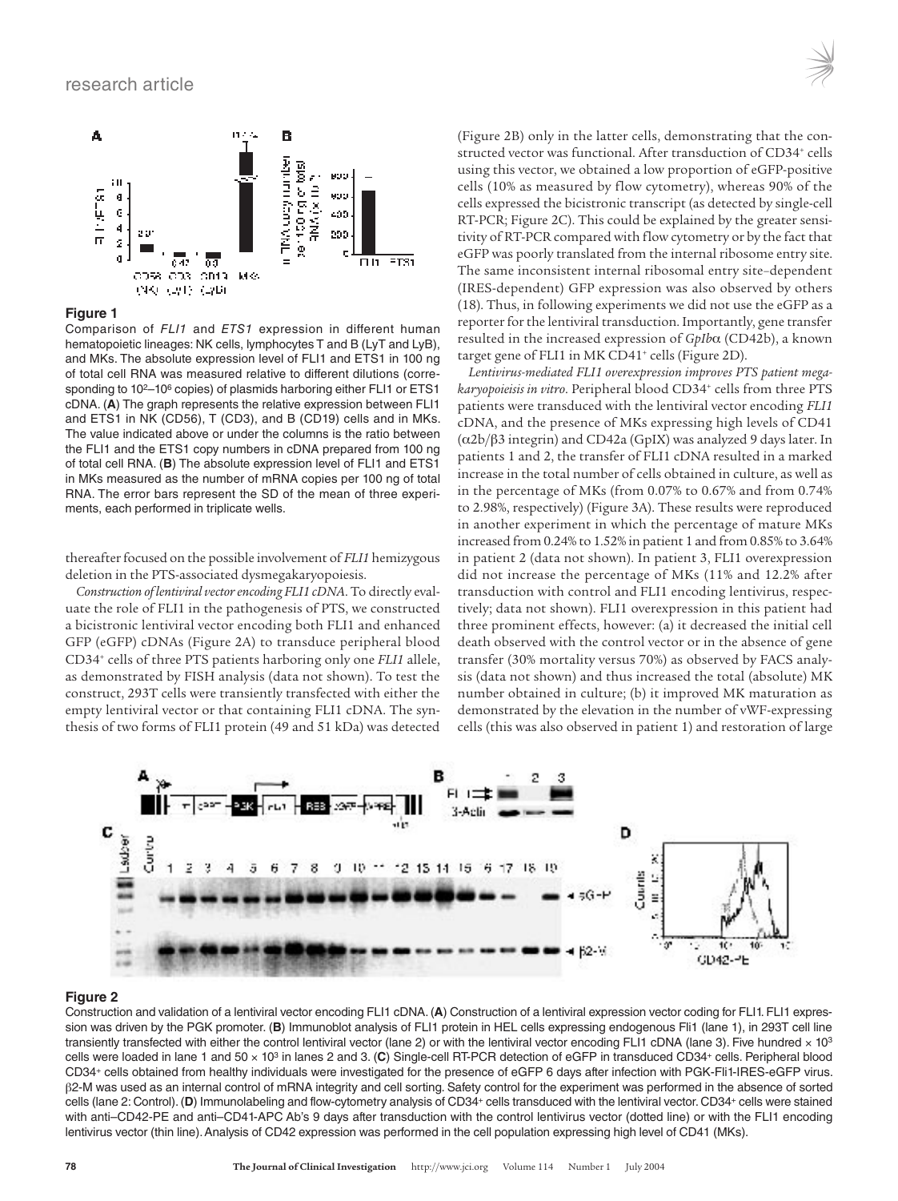**Figure 1**

Comparison of *FLI1* and *ETS1* expression in different human hematopoietic lineages: NK cells, lymphocytes T and B (LyT and LyB), and MKs. The absolute expression level of FLI1 and ETS1 in 100 ng of total cell RNA was measured relative to different dilutions (corresponding to $10^2$–$10^6$ copies) of plasmids harboring either FLI1 or ETS1 cDNA. (**A**) The graph represents the relative expression between FLI1 and ETS1 in NK (CD56), T (CD3), and B (CD19) cells and in MKs. The value indicated above or under the columns is the ratio between the FLI1 and the ETS1 copy numbers in cDNA prepared from 100 ng of total cell RNA. (**B**) The absolute expression level of FLI1 and ETS1 in MKs measured as the number of mRNA copies per 100 ng of total RNA. The error bars represent the SD of the mean of three experiments, each performed in triplicate wells.

thereafter focused on the possible involvement of *FLI1* hemizygous deletion in the PTS-associated dysmegakaryopoiesis.

*Construction of lentiviral vector encoding FLI1 cDNA.* To directly evaluate the role of FLI1 in the pathogenesis of PTS, we constructed a bicistronic lentiviral vector encoding both FLI1 and enhanced GFP (eGFP) cDNAs (Figure 2A) to transduce peripheral blood CD34+ cells of three PTS patients harboring only one *FLI1* allele, as demonstrated by FISH analysis (data not shown). To test the construct, 293T cells were transiently transfected with either the empty lentiviral vector or that containing FLI1 cDNA. The synthesis of two forms of FLI1 protein (49 and 51 kDa) was detected (Figure 2B) only in the latter cells, demonstrating that the constructed vector was functional. After transduction of CD34+ cells using this vector, we obtained a low proportion of eGFP-positive cells (10% as measured by flow cytometry), whereas 90% of the cells expressed the bicistronic transcript (as detected by single-cell RT-PCR; Figure 2C). This could be explained by the greater sensitivity of RT-PCR compared with flow cytometry or by the fact that eGFP was poorly translated from the internal ribosome entry site. The same inconsistent internal ribosomal entry site–dependent (IRES-dependent) GFP expression was also observed by others (18). Thus, in following experiments we did not use the eGFP as a reporter for the lentiviral transduction. Importantly, gene transfer resulted in the increased expression of *GpIbα* (CD42b), a known target gene of FLI1 in MK CD41+ cells (Figure 2D).

*Lentivirus-mediated FLI1 overexpression improves PTS patient megakaryopoieisis in vitro.* Peripheral blood CD34+ cells from three PTS patients were transduced with the lentiviral vector encoding *FLI1* cDNA, and the presence of MKs expressing high levels of CD41 (α2b/β3 integrin) and CD42a (GpIX) was analyzed 9 days later. In patients 1 and 2, the transfer of FLI1 cDNA resulted in a marked increase in the total number of cells obtained in culture, as well as in the percentage of MKs (from 0.07% to 0.67% and from 0.74% to 2.98%, respectively) (Figure 3A). These results were reproduced in another experiment in which the percentage of mature MKs increased from 0.24% to 1.52% in patient 1 and from 0.85% to 3.64% in patient 2 (data not shown). In patient 3, FLI1 overexpression did not increase the percentage of MKs (11% and 12.2% after transduction with control and FLI1 encoding lentivirus, respectively; data not shown). FLI1 overexpression in this patient had three prominent effects, however: (a) it decreased the initial cell death observed with the control vector or in the absence of gene transfer (30% mortality versus 70%) as observed by FACS analysis (data not shown) and thus increased the total (absolute) MK number obtained in culture; (b) it improved MK maturation as demonstrated by the elevation in the number of vWF-expressing cells (this was also observed in patient 1) and restoration of large

**Figure 2**

Construction and validation of a lentiviral vector encoding FLI1 cDNA. (**A**) Construction of a lentiviral expression vector coding for FLI1. FLI1 expression was driven by the PGK promoter. (**B**) Immunoblot analysis of FLI1 protein in HEL cells expressing endogenous Fli1 (lane 1), in 293T cell line transiently transfected with either the control lentiviral vector (lane 2) or with the lentiviral vector encoding FLI1 cDNA (lane 3). Five hundred × $10^3$ cells were loaded in lane 1 and 50 × $10^3$ in lanes 2 and 3. (**C**) Single-cell RT-PCR detection of eGFP in transduced CD34+ cells. Peripheral blood CD34+ cells obtained from healthy individuals were investigated for the presence of eGFP 6 days after infection with PGK-Fli1-IRES-eGFP virus. β2-M was used as an internal control of mRNA integrity and cell sorting. Safety control for the experiment was performed in the absence of sorted cells (lane 2: Control). (**D**) Immunolabeling and flow-cytometry analysis of CD34+ cells transduced with the lentiviral vector. CD34+ cells were stained with anti–CD42-PE and anti–CD41-APC Ab's 9 days after transduction with the control lentivirus vector (dotted line) or with the FLI1 encoding lentivirus vector (thin line). Analysis of CD42 expression was performed in the cell population expressing high level of CD41 (MKs).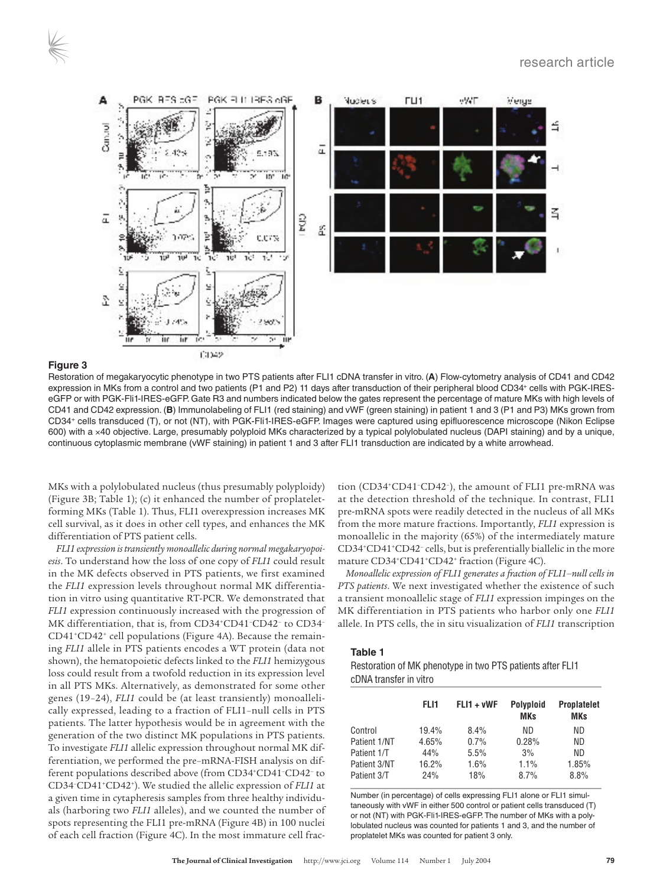**Figure 3**

Restoration of megakaryocytic phenotype in two PTS patients after FLI1 cDNA transfer in vitro. (**A**) Flow-cytometry analysis of CD41 and CD42 expression in MKs from a control and two patients (P1 and P2) 11 days after transduction of their peripheral blood CD34+ cells with PGK-IRES-eGFP or with PGK-Fli1-IRES-eGFP. Gate R3 and numbers indicated below the gates represent the percentage of mature MKs with high levels of CD41 and CD42 expression. (**B**) Immunolabeling of FLI1 (red staining) and vWF (green staining) in patient 1 and 3 (P1 and P3) MKs grown from CD34+ cells transduced (T), or not (NT), with PGK-Fli1-IRES-eGFP. Images were captured using epifluorescence microscope (Nikon Eclipse 600) with a ×40 objective. Large, presumably polyploid MKs characterized by a typical polylobulated nucleus (DAPI staining) and by a unique, continuous cytoplasmic membrane (vWF staining) in patient 1 and 3 after FLI1 transduction are indicated by a white arrowhead.

MKs with a polylobulated nucleus (thus presumably polyploidy) (Figure 3B; Table 1); (c) it enhanced the number of proplatelet-forming MKs (Table 1). Thus, FLI1 overexpression increases MK cell survival, as it does in other cell types, and enhances the MK differentiation of PTS patient cells.

*FLI1 expression is transiently monoallelic during normal megakaryopoiesis*. To understand how the loss of one copy of *FLI1* could result in the MK defects observed in PTS patients, we first examined the *FLI1* expression levels throughout normal MK differentiation in vitro using quantitative RT-PCR. We demonstrated that *FLI1* expression continuously increased with the progression of MK differentiation, that is, from CD34+CD41–CD42– to CD34–CD41+CD42+ cell populations (Figure 4A). Because the remaining *FLI1* allele in PTS patients encodes a WT protein (data not shown), the hematopoietic defects linked to the *FLI1* hemizygous loss could result from a twofold reduction in its expression level in all PTS MKs. Alternatively, as demonstrated for some other genes (19–24), *FLI1* could be (at least transiently) monoallelically expressed, leading to a fraction of FLI1–null cells in PTS patients. The latter hypothesis would be in agreement with the generation of the two distinct MK populations in PTS patients. To investigate *FLI1* allelic expression throughout normal MK differentiation, we performed the pre–mRNA-FISH analysis on different populations described above (from CD34+CD41–CD42– to CD34–CD41+CD42+). We studied the allelic expression of *FLI1* at a given time in cytapheresis samples from three healthy individuals (harboring two *FLI1* alleles), and we counted the number of spots representing the FLI1 pre-mRNA (Figure 4B) in 100 nuclei of each cell fraction (Figure 4C). In the most immature cell fraction (CD34+CD41–CD42–), the amount of FLI1 pre-mRNA was at the detection threshold of the technique. In contrast, FLI1 pre-mRNA spots were readily detected in the nucleus of all MKs from the more mature fractions. Importantly, *FLI1* expression is monoallelic in the majority (65%) of the intermediately mature CD34+CD41+CD42– cells, but is preferentially biallelic in the more mature CD34+CD41+CD42+ fraction (Figure 4C).

*Monoallelic expression of FLI1 generates a fraction of FLI1–null cells in PTS patients*. We next investigated whether the existence of such a transient monoallelic stage of *FLI1* expression impinges on the MK differentiation in PTS patients who harbor only one *FLI1* allele. In PTS cells, the in situ visualization of *FLI1* transcription

**Table 1**

Restoration of MK phenotype in two PTS patients after FLI1 cDNA transfer in vitro

| | FLI1 | FLI1 + vWF | Polyploid MKs | Proplatelet MKs |
|---|---|---|---|---|
| Control | 19.4% | 8.4% | ND | ND |
| Patient 1/NT | 4.65% | 0.7% | 0.28% | ND |
| Patient 1/T | 44% | 5.5% | 3% | ND |
| Patient 3/NT | 16.2% | 1.6% | 1.1% | 1.85% |
| Patient 3/T | 24% | 18% | 8.7% | 8.8% |

Number (in percentage) of cells expressing FLI1 alone or FLI1 simultaneously with vWF in either 500 control or patient cells transduced (T) or not (NT) with PGK-Fli1-IRES-eGFP. The number of MKs with a polylobulated nucleus was counted for patients 1 and 3, and the number of proplatelet MKs was counted for patient 3 only.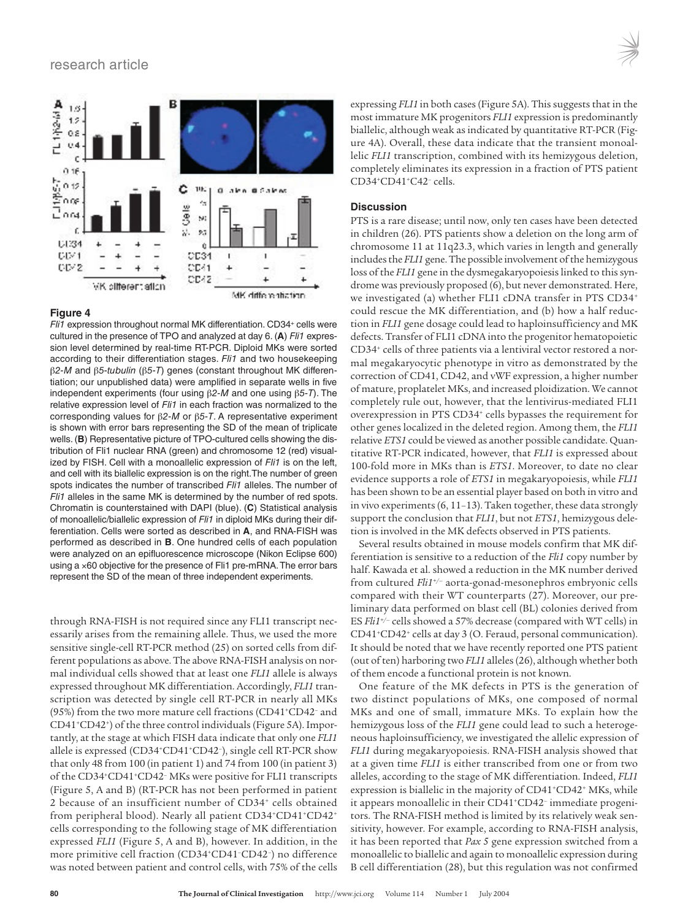**Figure 4**

*Fli1* expression throughout normal MK differentiation. CD34⁺ cells were cultured in the presence of TPO and analyzed at day 6. (**A**) *Fli1* expression level determined by real-time RT-PCR. Diploid MKs were sorted according to their differentiation stages. *Fli1* and two housekeeping β*2-M* and β*5-tubulin* (β*5-T*) genes (constant throughout MK differentiation; our unpublished data) were amplified in separate wells in five independent experiments (four using β*2-M* and one using β*5-T*). The relative expression level of *Fli1* in each fraction was normalized to the corresponding values for β*2-M* or β*5-T*. A representative experiment is shown with error bars representing the SD of the mean of triplicate wells. (**B**) Representative picture of TPO-cultured cells showing the distribution of Fli1 nuclear RNA (green) and chromosome 12 (red) visualized by FISH. Cell with a monoallelic expression of *Fli1* is on the left, and cell with its biallelic expression is on the right. The number of green spots indicates the number of transcribed *Fli1* alleles. The number of *Fli1* alleles in the same MK is determined by the number of red spots. Chromatin is counterstained with DAPI (blue). (**C**) Statistical analysis of monoallelic/biallelic expression of *Fli1* in diploid MKs during their differentiation. Cells were sorted as described in **A**, and RNA-FISH was performed as described in **B**. One hundred cells of each population were analyzed on an epifluorescence microscope (Nikon Eclipse 600) using a ×60 objective for the presence of Fli1 pre-mRNA. The error bars represent the SD of the mean of three independent experiments.

through RNA-FISH is not required since any FLI1 transcript necessarily arises from the remaining allele. Thus, we used the more sensitive single-cell RT-PCR method (25) on sorted cells from different populations as above. The above RNA-FISH analysis on normal individual cells showed that at least one *FLI1* allele is always expressed throughout MK differentiation. Accordingly, *FLI1* transcription was detected by single cell RT-PCR in nearly all MKs (95%) from the two more mature cell fractions (CD41⁺CD42⁻ and CD41⁺CD42⁺) of the three control individuals (Figure 5A). Importantly, at the stage at which FISH data indicate that only one *FLI1* allele is expressed (CD34⁺CD41⁺CD42⁻), single cell RT-PCR show that only 48 from 100 (in patient 1) and 74 from 100 (in patient 3) of the CD34⁺CD41⁺CD42⁻ MKs were positive for FLI1 transcripts (Figure 5, A and B) (RT-PCR has not been performed in patient 2 because of an insufficient number of CD34⁺ cells obtained from peripheral blood). Nearly all patient CD34⁺CD41⁺CD42⁺ cells corresponding to the following stage of MK differentiation expressed *FLI1* (Figure 5, A and B), however. In addition, in the more primitive cell fraction (CD34⁺CD41⁻CD42⁻) no difference was noted between patient and control cells, with 75% of the cells expressing *FLI1* in both cases (Figure 5A). This suggests that in the most immature MK progenitors *FLI1* expression is predominantly biallelic, although weak as indicated by quantitative RT-PCR (Figure 4A). Overall, these data indicate that the transient monoallelic *FLI1* transcription, combined with its hemizygous deletion, completely eliminates its expression in a fraction of PTS patient CD34⁺CD41⁺C42⁻ cells.

## Discussion

PTS is a rare disease; until now, only ten cases have been detected in children (26). PTS patients show a deletion on the long arm of chromosome 11 at 11q23.3, which varies in length and generally includes the *FLI1* gene. The possible involvement of the hemizygous loss of the *FLI1* gene in the dysmegakaryopoiesis linked to this syndrome was previously proposed (6), but never demonstrated. Here, we investigated (a) whether FLI1 cDNA transfer in PTS CD34⁺ could rescue the MK differentiation, and (b) how a half reduction in *FLI1* gene dosage could lead to haploinsufficiency and MK defects. Transfer of FLI1 cDNA into the progenitor hematopoietic CD34⁺ cells of three patients via a lentiviral vector restored a normal megakaryocytic phenotype in vitro as demonstrated by the correction of CD41, CD42, and vWF expression, a higher number of mature, proplatelet MKs, and increased ploidization. We cannot completely rule out, however, that the lentivirus-mediated FLI1 overexpression in PTS CD34⁺ cells bypasses the requirement for other genes localized in the deleted region. Among them, the *FLI1* relative *ETS1* could be viewed as another possible candidate. Quantitative RT-PCR indicated, however, that *FLI1* is expressed about 100-fold more in MKs than is *ETS1*. Moreover, to date no clear evidence supports a role of *ETS1* in megakaryopoiesis, while *FLI1* has been shown to be an essential player based on both in vitro and in vivo experiments (6, 11–13). Taken together, these data strongly support the conclusion that *FLI1*, but not *ETS1*, hemizygous deletion is involved in the MK defects observed in PTS patients.

Several results obtained in mouse models confirm that MK differentiation is sensitive to a reduction of the *Fli1* copy number by half. Kawada et al. showed a reduction in the MK number derived from cultured *Fli1*⁺/⁻ aorta-gonad-mesonephros embryonic cells compared with their WT counterparts (27). Moreover, our preliminary data performed on blast cell (BL) colonies derived from ES *Fli1*⁺/⁻ cells showed a 57% decrease (compared with WT cells) in CD41⁺CD42⁺ cells at day 3 (O. Feraud, personal communication). It should be noted that we have recently reported one PTS patient (out of ten) harboring two *FLI1* alleles (26), although whether both of them encode a functional protein is not known.

One feature of the MK defects in PTS is the generation of two distinct populations of MKs, one composed of normal MKs and one of small, immature MKs. To explain how the hemizygous loss of the *FLI1* gene could lead to such a heterogeneous haploinsufficiency, we investigated the allelic expression of *FLI1* during megakaryopoiesis. RNA-FISH analysis showed that at a given time *FLI1* is either transcribed from one or from two alleles, according to the stage of MK differentiation. Indeed, *FLI1* expression is biallelic in the majority of CD41⁺CD42⁺ MKs, while it appears monoallelic in their CD41⁺CD42⁻ immediate progenitors. The RNA-FISH method is limited by its relatively weak sensitivity, however. For example, according to RNA-FISH analysis, it has been reported that *Pax 5* gene expression switched from a monoallelic to biallelic and again to monoallelic expression during B cell differentiation (28), but this regulation was not confirmed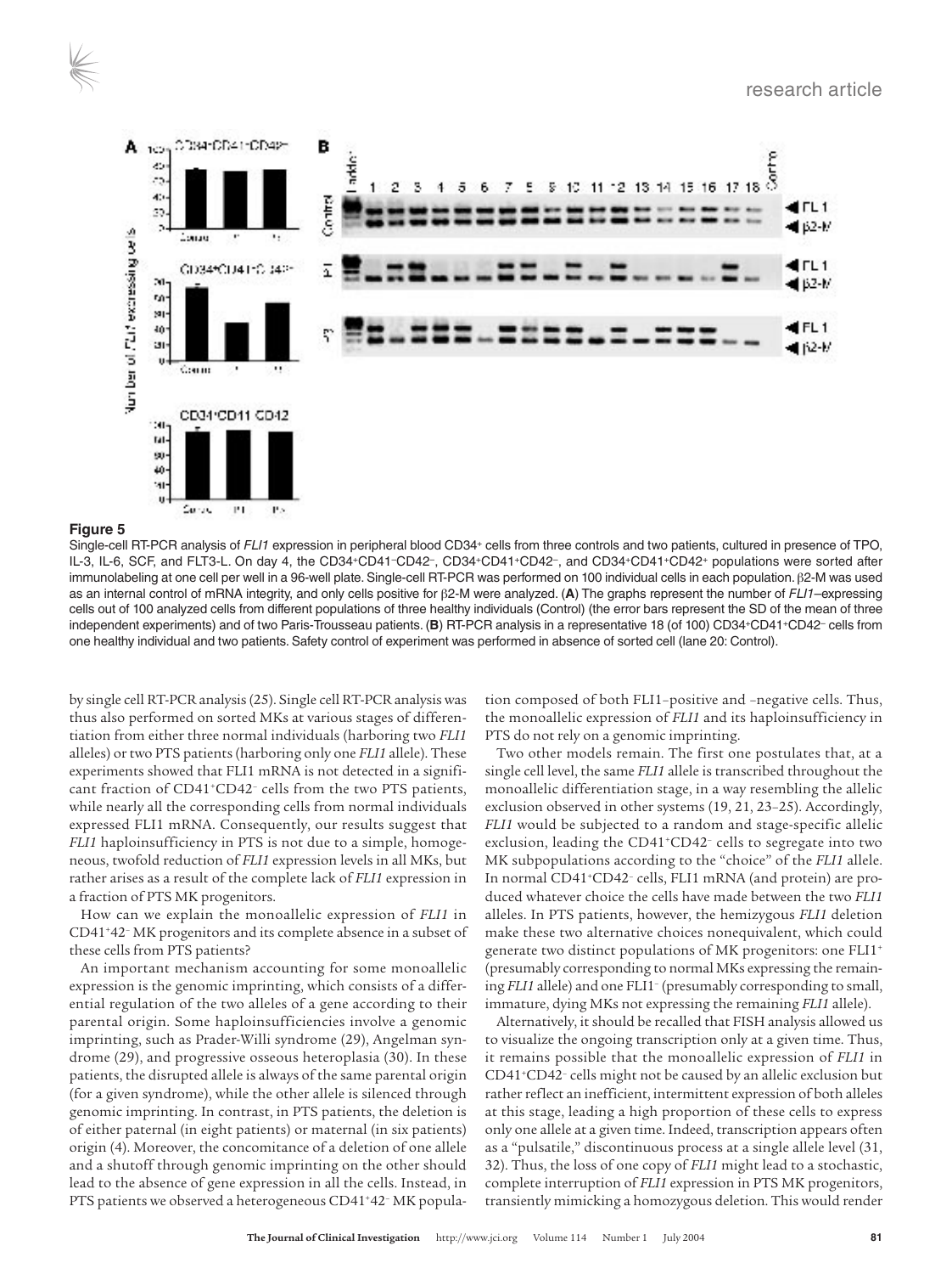**Figure 5**

Single-cell RT-PCR analysis of *FLI1* expression in peripheral blood CD34+ cells from three controls and two patients, cultured in presence of TPO, IL-3, IL-6, SCF, and FLT3-L. On day 4, the CD34+CD41–CD42–, CD34+CD41+CD42–, and CD34+CD41+CD42+ populations were sorted after immunolabeling at one cell per well in a 96-well plate. Single-cell RT-PCR was performed on 100 individual cells in each population. β2-M was used as an internal control of mRNA integrity, and only cells positive for β2-M were analyzed. (**A**) The graphs represent the number of *FLI1*–expressing cells out of 100 analyzed cells from different populations of three healthy individuals (Control) (the error bars represent the SD of the mean of three independent experiments) and of two Paris-Trousseau patients. (**B**) RT-PCR analysis in a representative 18 (of 100) CD34+CD41+CD42– cells from one healthy individual and two patients. Safety control of experiment was performed in absence of sorted cell (lane 20: Control).

by single cell RT-PCR analysis (25). Single cell RT-PCR analysis was thus also performed on sorted MKs at various stages of differentiation from either three normal individuals (harboring two *FLI1* alleles) or two PTS patients (harboring only one *FLI1* allele). These experiments showed that FLI1 mRNA is not detected in a significant fraction of CD41+CD42– cells from the two PTS patients, while nearly all the corresponding cells from normal individuals expressed FLI1 mRNA. Consequently, our results suggest that *FLI1* haploinsufficiency in PTS is not due to a simple, homogeneous, twofold reduction of *FLI1* expression levels in all MKs, but rather arises as a result of the complete lack of *FLI1* expression in a fraction of PTS MK progenitors.

How can we explain the monoallelic expression of *FLI1* in CD41+42– MK progenitors and its complete absence in a subset of these cells from PTS patients?

An important mechanism accounting for some monoallelic expression is the genomic imprinting, which consists of a differential regulation of the two alleles of a gene according to their parental origin. Some haploinsufficiencies involve a genomic imprinting, such as Prader-Willi syndrome (29), Angelman syndrome (29), and progressive osseous heteroplasia (30). In these patients, the disrupted allele is always of the same parental origin (for a given syndrome), while the other allele is silenced through genomic imprinting. In contrast, in PTS patients, the deletion is of either paternal (in eight patients) or maternal (in six patients) origin (4). Moreover, the concomitance of a deletion of one allele and a shutoff through genomic imprinting on the other should lead to the absence of gene expression in all the cells. Instead, in PTS patients we observed a heterogeneous CD41+42– MK population composed of both FLI1–positive and –negative cells. Thus, the monoallelic expression of *FLI1* and its haploinsufficiency in PTS do not rely on a genomic imprinting.

Two other models remain. The first one postulates that, at a single cell level, the same *FLI1* allele is transcribed throughout the monoallelic differentiation stage, in a way resembling the allelic exclusion observed in other systems (19, 21, 23–25). Accordingly, *FLI1* would be subjected to a random and stage-specific allelic exclusion, leading the CD41+CD42– cells to segregate into two MK subpopulations according to the "choice" of the *FLI1* allele. In normal CD41+CD42– cells, FLI1 mRNA (and protein) are produced whatever choice the cells have made between the two *FLI1* alleles. In PTS patients, however, the hemizygous *FLI1* deletion make these two alternative choices nonequivalent, which could generate two distinct populations of MK progenitors: one FLI1+ (presumably corresponding to normal MKs expressing the remaining *FLI1* allele) and one FLI1– (presumably corresponding to small, immature, dying MKs not expressing the remaining *FLI1* allele).

Alternatively, it should be recalled that FISH analysis allowed us to visualize the ongoing transcription only at a given time. Thus, it remains possible that the monoallelic expression of *FLI1* in CD41+CD42– cells might not be caused by an allelic exclusion but rather reflect an inefficient, intermittent expression of both alleles at this stage, leading a high proportion of these cells to express only one allele at a given time. Indeed, transcription appears often as a "pulsatile," discontinuous process at a single allele level (31, 32). Thus, the loss of one copy of *FLI1* might lead to a stochastic, complete interruption of *FLI1* expression in PTS MK progenitors, transiently mimicking a homozygous deletion. This would render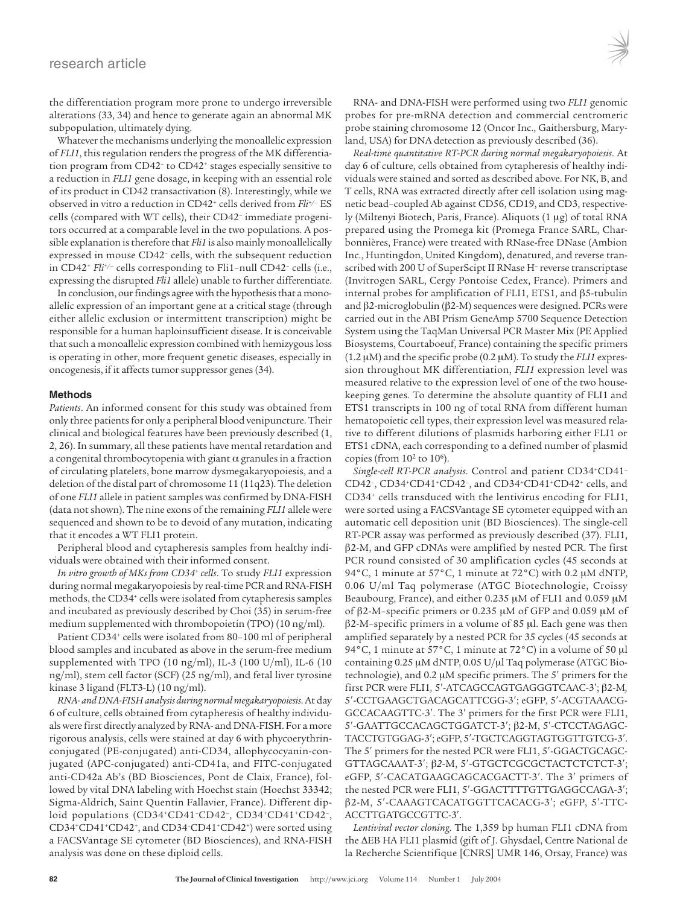the differentiation program more prone to undergo irreversible alterations (33, 34) and hence to generate again an abnormal MK subpopulation, ultimately dying.

Whatever the mechanisms underlying the monoallelic expression of *FLI1*, this regulation renders the progress of the MK differentiation program from $CD42^-$ to $CD42^+$ stages especially sensitive to a reduction in *FLI1* gene dosage, in keeping with an essential role of its product in CD42 transactivation (8). Interestingly, while we observed in vitro a reduction in $CD42^+$ cells derived from $Fli^{+/-}$ ES cells (compared with WT cells), their $CD42^-$ immediate progenitors occurred at a comparable level in the two populations. A possible explanation is therefore that *Fli1* is also mainly monoallelically expressed in mouse $CD42^-$ cells, with the subsequent reduction in $CD42^+$ $Fli^{+/-}$ cells corresponding to Fli1–null $CD42^-$ cells (i.e., expressing the disrupted *Fli1* allele) unable to further differentiate.

In conclusion, our findings agree with the hypothesis that a monoallelic expression of an important gene at a critical stage (through either allelic exclusion or intermittent transcription) might be responsible for a human haploinsufficient disease. It is conceivable that such a monoallelic expression combined with hemizygous loss is operating in other, more frequent genetic diseases, especially in oncogenesis, if it affects tumor suppressor genes (34).

## Methods

*Patients*. An informed consent for this study was obtained from only three patients for only a peripheral blood venipuncture. Their clinical and biological features have been previously described (1, 2, 26). In summary, all these patients have mental retardation and a congenital thrombocytopenia with giant α granules in a fraction of circulating platelets, bone marrow dysmegakaryopoiesis, and a deletion of the distal part of chromosome 11 (11q23). The deletion of one *FLI1* allele in patient samples was confirmed by DNA-FISH (data not shown). The nine exons of the remaining *FLI1* allele were sequenced and shown to be devoid of any mutation, indicating that it encodes a WT FLI1 protein.

Peripheral blood and cytapheresis samples from healthy individuals were obtained with their informed consent.

*In vitro growth of MKs from $CD34^+$ cells*. To study *FLI1* expression during normal megakaryopoiesis by real-time PCR and RNA-FISH methods, the $CD34^+$ cells were isolated from cytapheresis samples and incubated as previously described by Choi (35) in serum-free medium supplemented with thrombopoietin (TPO) (10 ng/ml).

Patient $CD34^+$ cells were isolated from 80–100 ml of peripheral blood samples and incubated as above in the serum-free medium supplemented with TPO (10 ng/ml), IL-3 (100 U/ml), IL-6 (10 ng/ml), stem cell factor (SCF) (25 ng/ml), and fetal liver tyrosine kinase 3 ligand (FLT3-L) (10 ng/ml).

*RNA- and DNA-FISH analysis during normal megakaryopoiesis*. At day 6 of culture, cells obtained from cytapheresis of healthy individuals were first directly analyzed by RNA- and DNA-FISH. For a more rigorous analysis, cells were stained at day 6 with phycoerythrin-conjugated (PE-conjugated) anti-CD34, allophycocyanin-conjugated (APC-conjugated) anti-CD41a, and FITC-conjugated anti-CD42a Ab's (BD Biosciences, Pont de Claix, France), followed by vital DNA labeling with Hoechst stain (Hoechst 33342; Sigma-Aldrich, Saint Quentin Fallavier, France). Different diploid populations ($CD34^+CD41^-CD42^-$, $CD34^+CD41^+CD42^-$, $CD34^+CD41^+CD42^+$, and $CD34^-CD41^+CD42^+$) were sorted using a FACSVantage SE cytometer (BD Biosciences), and RNA-FISH analysis was done on these diploid cells.

RNA- and DNA-FISH were performed using two *FLI1* genomic probes for pre-mRNA detection and commercial centromeric probe staining chromosome 12 (Oncor Inc., Gaithersburg, Maryland, USA) for DNA detection as previously described (36).

*Real-time quantitative RT-PCR during normal megakaryopoiesis*. At day 6 of culture, cells obtained from cytapheresis of healthy individuals were stained and sorted as described above. For NK, B, and T cells, RNA was extracted directly after cell isolation using magnetic bead–coupled Ab against CD56, CD19, and CD3, respectively (Miltenyi Biotech, Paris, France). Aliquots (1 μg) of total RNA prepared using the Promega kit (Promega France SARL, Charbonnières, France) were treated with RNase-free DNase (Ambion Inc., Huntingdon, United Kingdom), denatured, and reverse transcribed with 200 U of SuperScipt II RNase $H^-$ reverse transcriptase (Invitrogen SARL, Cergy Pontoise Cedex, France). Primers and internal probes for amplification of FLI1, ETS1, and β5-tubulin and β2-microglobulin (β2-M) sequences were designed. PCRs were carried out in the ABI Prism GeneAmp 5700 Sequence Detection System using the TaqMan Universal PCR Master Mix (PE Applied Biosystems, Courtaboeuf, France) containing the specific primers (1.2 μM) and the specific probe (0.2 μM). To study the *FLI1* expression throughout MK differentiation, *FLI1* expression level was measured relative to the expression level of one of the two housekeeping genes. To determine the absolute quantity of FLI1 and ETS1 transcripts in 100 ng of total RNA from different human hematopoietic cell types, their expression level was measured relative to different dilutions of plasmids harboring either FLI1 or ETS1 cDNA, each corresponding to a defined number of plasmid copies (from $10^2$ to $10^6$).

*Single-cell RT-PCR analysis*. Control and patient $CD34^+CD41^-CD42^-$, $CD34^+CD41^+CD42^-$, and $CD34^+CD41^+CD42^+$ cells, and $CD34^+$ cells transduced with the lentivirus encoding for FLI1, were sorted using a FACSVantage SE cytometer equipped with an automatic cell deposition unit (BD Biosciences). The single-cell RT-PCR assay was performed as previously described (37). FLI1, β2-M, and GFP cDNAs were amplified by nested PCR. The first PCR round consisted of 30 amplification cycles (45 seconds at 94°C, 1 minute at 57°C, 1 minute at 72°C) with 0.2 μM dNTP, 0.06 U/ml Taq polymerase (ATGC Biotechnologie, Croissy Beaubourg, France), and either 0.235 μM of FLI1 and 0.059 μM of β2-M–specific primers or 0.235 μM of GFP and 0.059 μM of β2-M–specific primers in a volume of 85 μl. Each gene was then amplified separately by a nested PCR for 35 cycles (45 seconds at 94°C, 1 minute at 57°C, 1 minute at 72°C) in a volume of 50 μl containing 0.25 μM dNTP, 0.05 U/μl Taq polymerase (ATGC Biotechnologie), and 0.2 μM specific primers. The 5′ primers for the first PCR were FLI1, 5′-ATCAGCCAGTGAGGGTCAAC-3′; β2-M, 5′-CCTGAAGCTGACAGCATTCGG-3′; eGFP, 5′-ACGTAAACGGCCACAAGTTC-3′. The 3′ primers for the first PCR were FLI1, 5′-GAATTGCCACAGCTGGATCT-3′; β2-M, 5′-CTCCTAGAGCTACCTGTGGAG-3′; eGFP, 5′-TGCTCAGGTAGTGGTTGTCG-3′. The 5′ primers for the nested PCR were FLI1, 5′-GGACTGCAGCGTTAGCAAAT-3′; β2-M, 5′-GTGCTCGCGCTACTCTCTCT-3′; eGFP, 5′-CACATGAAGCAGCACGACTT-3′. The 3′ primers of the nested PCR were FLI1, 5′-GGACTTTTGTTGAGGCCAGA-3′; β2-M, 5′-CAAAGTCACATGGTTCACACG-3′; eGFP, 5′-TTCACCTTGATGCCGTTC-3′.

*Lentiviral vector cloning*. The 1,359 bp human FLI1 cDNA from the ΔEB HA FLI1 plasmid (gift of J. Ghysdael, Centre National de la Recherche Scientifique [CNRS] UMR 146, Orsay, France) was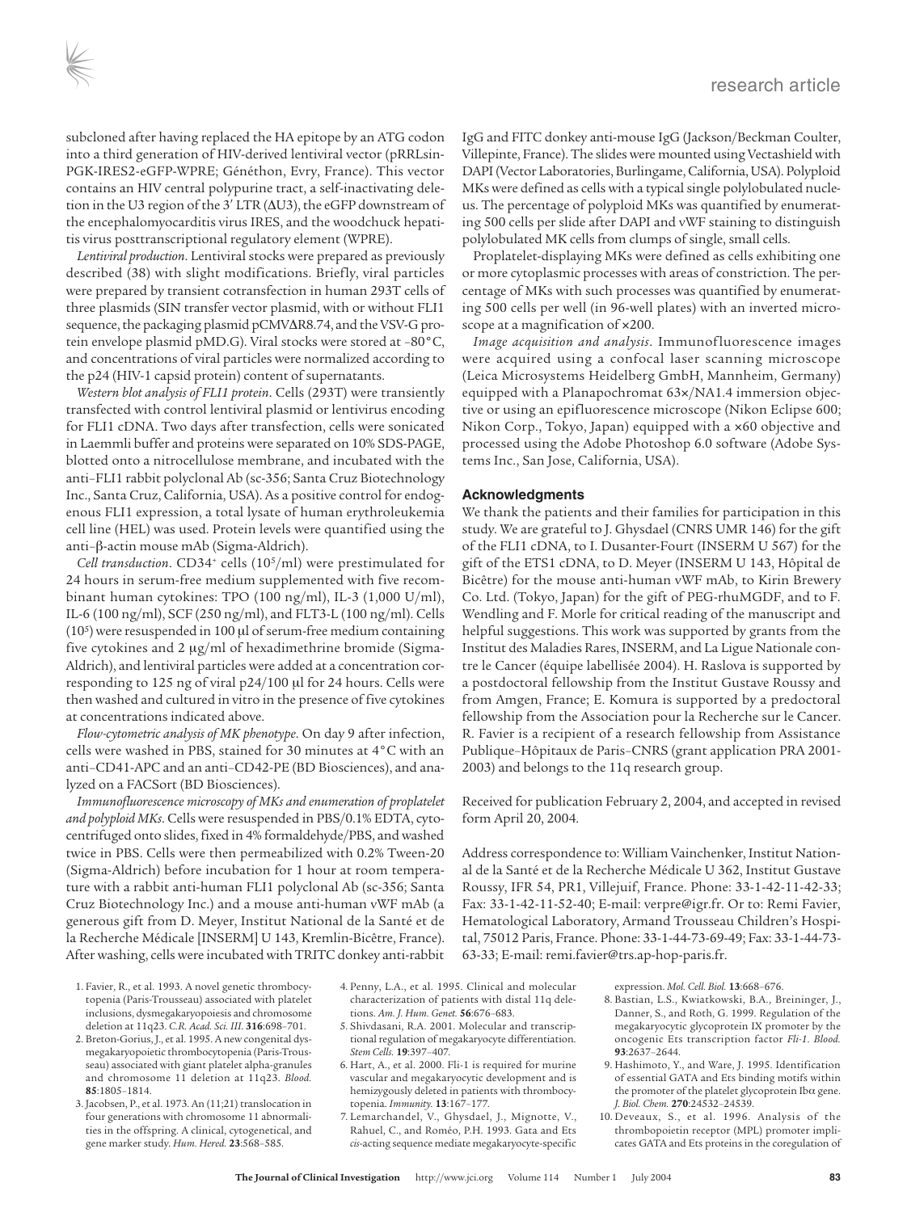subcloned after having replaced the HA epitope by an ATG codon into a third generation of HIV-derived lentiviral vector (pRRLsin-PGK-IRES2-eGFP-WPRE; Généthon, Evry, France). This vector contains an HIV central polypurine tract, a self-inactivating deletion in the U3 region of the 3′ LTR (ΔU3), the eGFP downstream of the encephalomyocarditis virus IRES, and the woodchuck hepatitis virus posttranscriptional regulatory element (WPRE).

*Lentiviral production.* Lentiviral stocks were prepared as previously described (38) with slight modifications. Briefly, viral particles were prepared by transient cotransfection in human 293T cells of three plasmids (SIN transfer vector plasmid, with or without FLI1 sequence, the packaging plasmid pCMVΔR8.74, and the VSV-G protein envelope plasmid pMD.G). Viral stocks were stored at –80°C, and concentrations of viral particles were normalized according to the p24 (HIV-1 capsid protein) content of supernatants.

*Western blot analysis of FLI1 protein.* Cells (293T) were transiently transfected with control lentiviral plasmid or lentivirus encoding for FLI1 cDNA. Two days after transfection, cells were sonicated in Laemmli buffer and proteins were separated on 10% SDS-PAGE, blotted onto a nitrocellulose membrane, and incubated with the anti–FLI1 rabbit polyclonal Ab (sc-356; Santa Cruz Biotechnology Inc., Santa Cruz, California, USA). As a positive control for endogenous FLI1 expression, a total lysate of human erythroleukemia cell line (HEL) was used. Protein levels were quantified using the anti–β-actin mouse mAb (Sigma-Aldrich).

*Cell transduction.* CD34+ cells ($10^5$/ml) were prestimulated for 24 hours in serum-free medium supplemented with five recombinant human cytokines: TPO (100 ng/ml), IL-3 (1,000 U/ml), IL-6 (100 ng/ml), SCF (250 ng/ml), and FLT3-L (100 ng/ml). Cells ($10^5$) were resuspended in 100 μl of serum-free medium containing five cytokines and 2 μg/ml of hexadimethrine bromide (Sigma-Aldrich), and lentiviral particles were added at a concentration corresponding to 125 ng of viral p24/100 μl for 24 hours. Cells were then washed and cultured in vitro in the presence of five cytokines at concentrations indicated above.

*Flow-cytometric analysis of MK phenotype.* On day 9 after infection, cells were washed in PBS, stained for 30 minutes at 4°C with an anti–CD41-APC and an anti–CD42-PE (BD Biosciences), and analyzed on a FACSort (BD Biosciences).

*Immunofluorescence microscopy of MKs and enumeration of proplatelet and polyploid MKs.* Cells were resuspended in PBS/0.1% EDTA, cytocentrifuged onto slides, fixed in 4% formaldehyde/PBS, and washed twice in PBS. Cells were then permeabilized with 0.2% Tween-20 (Sigma-Aldrich) before incubation for 1 hour at room temperature with a rabbit anti-human FLI1 polyclonal Ab (sc-356; Santa Cruz Biotechnology Inc.) and a mouse anti-human vWF mAb (a generous gift from D. Meyer, Institut National de la Santé et de la Recherche Médicale [INSERM] U 143, Kremlin-Bicêtre, France). After washing, cells were incubated with TRITC donkey anti-rabbit IgG and FITC donkey anti-mouse IgG (Jackson/Beckman Coulter, Villepinte, France). The slides were mounted using Vectashield with DAPI (Vector Laboratories, Burlingame, California, USA). Polyploid MKs were defined as cells with a typical single polylobulated nucleus. The percentage of polyploid MKs was quantified by enumerating 500 cells per slide after DAPI and vWF staining to distinguish polylobulated MK cells from clumps of single, small cells.

Proplatelet-displaying MKs were defined as cells exhibiting one or more cytoplasmic processes with areas of constriction. The percentage of MKs with such processes was quantified by enumerating 500 cells per well (in 96-well plates) with an inverted microscope at a magnification of ×200.

*Image acquisition and analysis.* Immunofluorescence images were acquired using a confocal laser scanning microscope (Leica Microsystems Heidelberg GmbH, Mannheim, Germany) equipped with a Planapochromat 63×/NA1.4 immersion objective or using an epifluorescence microscope (Nikon Eclipse 600; Nikon Corp., Tokyo, Japan) equipped with a ×60 objective and processed using the Adobe Photoshop 6.0 software (Adobe Systems Inc., San Jose, California, USA).

## Acknowledgments

We thank the patients and their families for participation in this study. We are grateful to J. Ghysdael (CNRS UMR 146) for the gift of the FLI1 cDNA, to I. Dusanter-Fourt (INSERM U 567) for the gift of the ETS1 cDNA, to D. Meyer (INSERM U 143, Hôpital de Bicêtre) for the mouse anti-human vWF mAb, to Kirin Brewery Co. Ltd. (Tokyo, Japan) for the gift of PEG-rhuMGDF, and to F. Wendling and F. Morle for critical reading of the manuscript and helpful suggestions. This work was supported by grants from the Institut des Maladies Rares, INSERM, and La Ligue Nationale contre le Cancer (équipe labellisée 2004). H. Raslova is supported by a postdoctoral fellowship from the Institut Gustave Roussy and from Amgen, France; E. Komura is supported by a predoctoral fellowship from the Association pour la Recherche sur le Cancer. R. Favier is a recipient of a research fellowship from Assistance Publique–Hôpitaux de Paris–CNRS (grant application PRA 2001-2003) and belongs to the 11q research group.

Received for publication February 2, 2004, and accepted in revised form April 20, 2004.

Address correspondence to: William Vainchenker, Institut National de la Santé et de la Recherche Médicale U 362, Institut Gustave Roussy, IFR 54, PR1, Villejuif, France. Phone: 33-1-42-11-42-33; Fax: 33-1-42-11-52-40; E-mail: verpre@igr.fr. Or to: Remi Favier, Hematological Laboratory, Armand Trousseau Children's Hospital, 75012 Paris, France. Phone: 33-1-44-73-69-49; Fax: 33-1-44-73-63-33; E-mail: remi.favier@trs.ap-hop-paris.fr.

1. Favier, R., et al. 1993. A novel genetic thrombocytopenia (Paris-Trousseau) associated with platelet inclusions, dysmegakaryopoiesis and chromosome deletion at 11q23. *C.R. Acad. Sci. III.* **316**:698–701.
2. Breton-Gorius, J., et al. 1995. A new congenital dysmegakaryopoietic thrombocytopenia (Paris-Trousseau) associated with giant platelet alpha-granules and chromosome 11 deletion at 11q23. *Blood.* **85**:1805–1814.
3. Jacobsen, P., et al. 1973. An (11;21) translocation in four generations with chromosome 11 abnormalities in the offspring. A clinical, cytogenetical, and gene marker study. *Hum. Hered.* **23**:568–585.
4. Penny, L.A., et al. 1995. Clinical and molecular characterization of patients with distal 11q deletions. *Am. J. Hum. Genet.* **56**:676–683.
5. Shivdasani, R.A. 2001. Molecular and transcriptional regulation of megakaryocyte differentiation. *Stem Cells.* **19**:397–407.
6. Hart, A., et al. 2000. Fli-1 is required for murine vascular and megakaryocytic development and is hemizygously deleted in patients with thrombocytopenia. *Immunity.* **13**:167–177.
7. Lemarchandel, V., Ghysdael, J., Mignotte, V., Rahuel, C., and Roméo, P.H. 1993. Gata and Ets *cis*-acting sequence mediate megakaryocyte-specific expression. *Mol. Cell. Biol.* **13**:668–676.
8. Bastian, L.S., Kwiatkowski, B.A., Breininger, J., Danner, S., and Roth, G. 1999. Regulation of the megakaryocytic glycoprotein IX promoter by the oncogenic Ets transcription factor *Fli-1*. *Blood.* **93**:2637–2644.
9. Hashimoto, Y., and Ware, J. 1995. Identification of essential GATA and Ets binding motifs within the promoter of the platelet glycoprotein Ibα gene. *J. Biol. Chem.* **270**:24532–24539.
10. Deveaux, S., et al. 1996. Analysis of the thrombopoietin receptor (MPL) promoter implicates GATA and Ets proteins in the coregulation of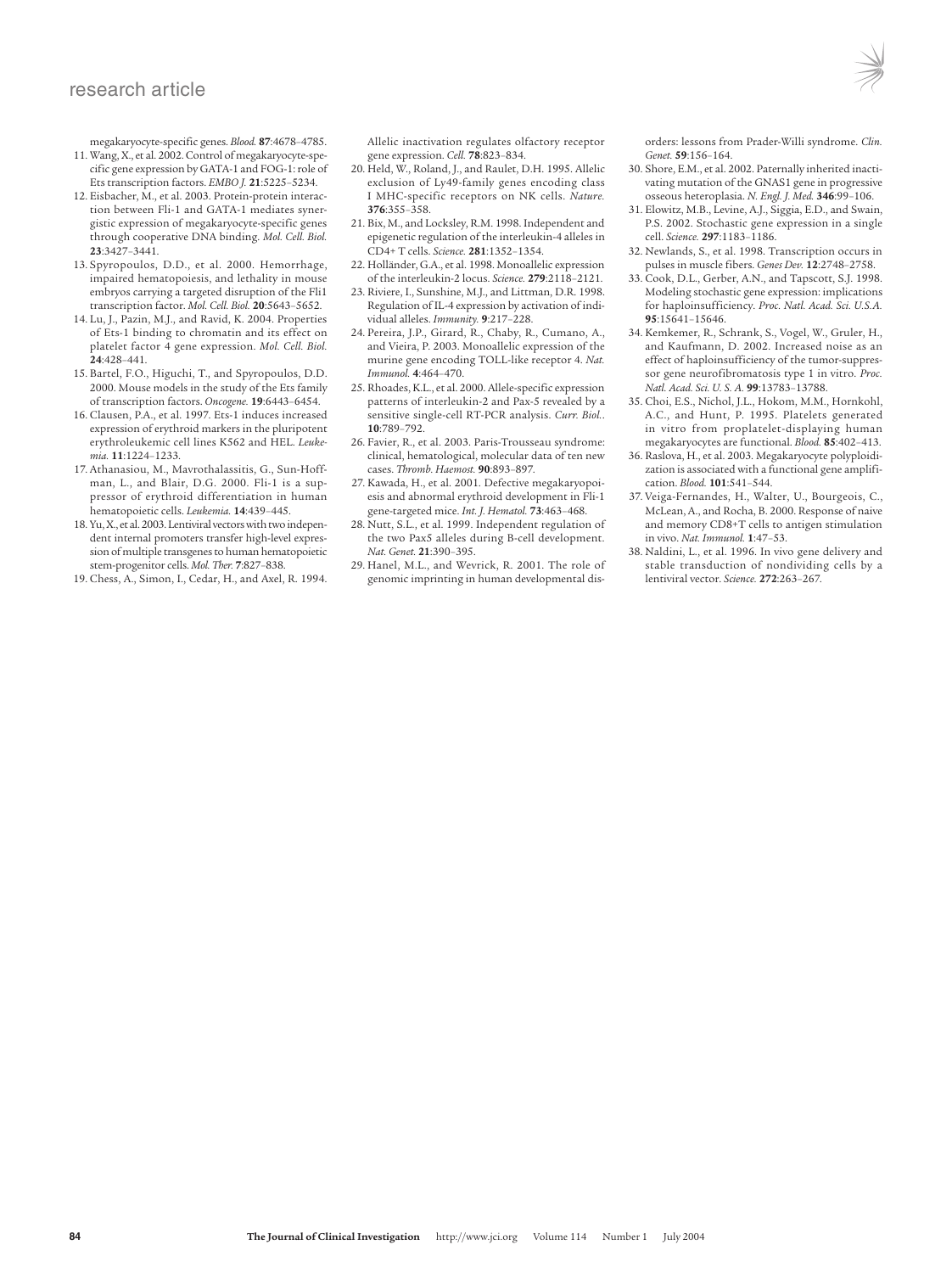megakaryocyte-specific genes. *Blood.* **87**:4678–4785.

11. Wang, X., et al. 2002. Control of megakaryocyte-specific gene expression by GATA-1 and FOG-1: role of Ets transcription factors. *EMBO J.* **21**:5225–5234.
12. Eisbacher, M., et al. 2003. Protein-protein interaction between Fli-1 and GATA-1 mediates synergistic expression of megakaryocyte-specific genes through cooperative DNA binding. *Mol. Cell. Biol.* **23**:3427–3441.
13. Spyropoulos, D.D., et al. 2000. Hemorrhage, impaired hematopoiesis, and lethality in mouse embryos carrying a targeted disruption of the Fli1 transcription factor. *Mol. Cell. Biol.* **20**:5643–5652.
14. Lu, J., Pazin, M.J., and Ravid, K. 2004. Properties of Ets-1 binding to chromatin and its effect on platelet factor 4 gene expression. *Mol. Cell. Biol.* **24**:428–441.
15. Bartel, F.O., Higuchi, T., and Spyropoulos, D.D. 2000. Mouse models in the study of the Ets family of transcription factors. *Oncogene.* **19**:6443–6454.
16. Clausen, P.A., et al. 1997. Ets-1 induces increased expression of erythroid markers in the pluripotent erythroleukemic cell lines K562 and HEL. *Leukemia.* **11**:1224–1233.
17. Athanasiou, M., Mavrothalassitis, G., Sun-Hoffman, L., and Blair, D.G. 2000. Fli-1 is a suppressor of erythroid differentiation in human hematopoietic cells. *Leukemia.* **14**:439–445.
18. Yu, X., et al. 2003. Lentiviral vectors with two independent internal promoters transfer high-level expression of multiple transgenes to human hematopoietic stem-progenitor cells. *Mol. Ther.* **7**:827–838.
19. Chess, A., Simon, I., Cedar, H., and Axel, R. 1994. Allelic inactivation regulates olfactory receptor gene expression. *Cell.* **78**:823–834.
20. Held, W., Roland, J., and Raulet, D.H. 1995. Allelic exclusion of Ly49-family genes encoding class I MHC-specific receptors on NK cells. *Nature.* **376**:355–358.
21. Bix, M., and Locksley, R.M. 1998. Independent and epigenetic regulation of the interleukin-4 alleles in CD4+ T cells. *Science.* **281**:1352–1354.
22. Holländer, G.A., et al. 1998. Monoallelic expression of the interleukin-2 locus. *Science.* **279**:2118–2121.
23. Riviere, I., Sunshine, M.J., and Littman, D.R. 1998. Regulation of IL-4 expression by activation of individual alleles. *Immunity.* **9**:217–228.
24. Pereira, J.P., Girard, R., Chaby, R., Cumano, A., and Vieira, P. 2003. Monoallelic expression of the murine gene encoding TOLL-like receptor 4. *Nat. Immunol.* **4**:464–470.
25. Rhoades, K.L., et al. 2000. Allele-specific expression patterns of interleukin-2 and Pax-5 revealed by a sensitive single-cell RT-PCR analysis. *Curr. Biol.*. **10**:789–792.
26. Favier, R., et al. 2003. Paris-Trousseau syndrome: clinical, hematological, molecular data of ten new cases. *Thromb. Haemost.* **90**:893–897.
27. Kawada, H., et al. 2001. Defective megakaryopoiesis and abnormal erythroid development in Fli-1 gene-targeted mice. *Int. J. Hematol.* **73**:463–468.
28. Nutt, S.L., et al. 1999. Independent regulation of the two Pax5 alleles during B-cell development. *Nat. Genet.* **21**:390–395.
29. Hanel, M.L., and Wevrick, R. 2001. The role of genomic imprinting in human developmental disorders: lessons from Prader-Willi syndrome. *Clin. Genet.* **59**:156–164.
30. Shore, E.M., et al. 2002. Paternally inherited inactivating mutation of the GNAS1 gene in progressive osseous heteroplasia. *N. Engl. J. Med.* **346**:99–106.
31. Elowitz, M.B., Levine, A.J., Siggia, E.D., and Swain, P.S. 2002. Stochastic gene expression in a single cell. *Science.* **297**:1183–1186.
32. Newlands, S., et al. 1998. Transcription occurs in pulses in muscle fibers. *Genes Dev.* **12**:2748–2758.
33. Cook, D.L., Gerber, A.N., and Tapscott, S.J. 1998. Modeling stochastic gene expression: implications for haploinsufficiency. *Proc. Natl. Acad. Sci. U.S.A.* **95**:15641–15646.
34. Kemkemer, R., Schrank, S., Vogel, W., Gruler, H., and Kaufmann, D. 2002. Increased noise as an effect of haploinsufficiency of the tumor-suppressor gene neurofibromatosis type 1 in vitro. *Proc. Natl. Acad. Sci. U. S. A.* **99**:13783–13788.
35. Choi, E.S., Nichol, J.L., Hokom, M.M., Hornkohl, A.C., and Hunt, P. 1995. Platelets generated in vitro from proplatelet-displaying human megakaryocytes are functional. *Blood.* **85**:402–413.
36. Raslova, H., et al. 2003. Megakaryocyte polyploidization is associated with a functional gene amplification. *Blood.* **101**:541–544.
37. Veiga-Fernandes, H., Walter, U., Bourgeois, C., McLean, A., and Rocha, B. 2000. Response of naive and memory CD8+T cells to antigen stimulation in vivo. *Nat. Immunol.* **1**:47–53.
38. Naldini, L., et al. 1996. In vivo gene delivery and stable transduction of nondividing cells by a lentiviral vector. *Science.* **272**:263–267.